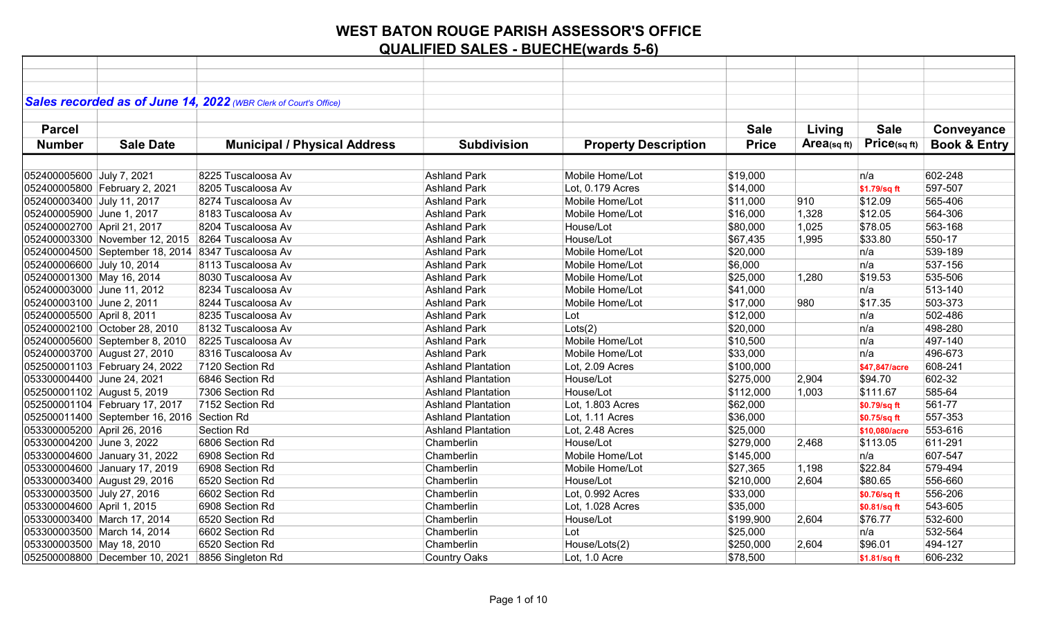# WEST BATON ROUGE PARISH ASSESSOR'S OFFICE

## QUALIFIED SALES - BUECHE(wards 5-6)

***Sales recorded as of June 14, 2022*** *(WBR Clerk of Court's Office)*

| Parcel Number | Sale Date | Municipal / Physical Address | Subdivision | Property Description | Sale Price | Living Area(sq ft) | Sale Price(sq ft) | Conveyance Book & Entry |
|---|---|---|---|---|---|---|---|---|
| 052400005600 | July 7, 2021 | 8225 Tuscaloosa Av | Ashland Park | Mobile Home/Lot | $19,000 | | n/a | 602-248 |
| 052400005800 | February 2, 2021 | 8205 Tuscaloosa Av | Ashland Park | Lot, 0.179 Acres | $14,000 | | $1.79/sq ft | 597-507 |
| 052400003400 | July 11, 2017 | 8274 Tuscaloosa Av | Ashland Park | Mobile Home/Lot | $11,000 | 910 | $12.09 | 565-406 |
| 052400005900 | June 1, 2017 | 8183 Tuscaloosa Av | Ashland Park | Mobile Home/Lot | $16,000 | 1,328 | $12.05 | 564-306 |
| 052400002700 | April 21, 2017 | 8204 Tuscaloosa Av | Ashland Park | House/Lot | $80,000 | 1,025 | $78.05 | 563-168 |
| 052400003300 | November 12, 2015 | 8264 Tuscaloosa Av | Ashland Park | House/Lot | $67,435 | 1,995 | $33.80 | 550-17 |
| 052400004500 | September 18, 2014 | 8347 Tuscaloosa Av | Ashland Park | Mobile Home/Lot | $20,000 | | n/a | 539-189 |
| 052400006600 | July 10, 2014 | 8113 Tuscaloosa Av | Ashland Park | Mobile Home/Lot | $6,000 | | n/a | 537-156 |
| 052400001300 | May 16, 2014 | 8030 Tuscaloosa Av | Ashland Park | Mobile Home/Lot | $25,000 | 1,280 | $19.53 | 535-506 |
| 052400003000 | June 11, 2012 | 8234 Tuscaloosa Av | Ashland Park | Mobile Home/Lot | $41,000 | | n/a | 513-140 |
| 052400003100 | June 2, 2011 | 8244 Tuscaloosa Av | Ashland Park | Mobile Home/Lot | $17,000 | 980 | $17.35 | 503-373 |
| 052400005500 | April 8, 2011 | 8235 Tuscaloosa Av | Ashland Park | Lot | $12,000 | | n/a | 502-486 |
| 052400002100 | October 28, 2010 | 8132 Tuscaloosa Av | Ashland Park | Lots(2) | $20,000 | | n/a | 498-280 |
| 052400005600 | September 8, 2010 | 8225 Tuscaloosa Av | Ashland Park | Mobile Home/Lot | $10,500 | | n/a | 497-140 |
| 052400003700 | August 27, 2010 | 8316 Tuscaloosa Av | Ashland Park | Mobile Home/Lot | $33,000 | | n/a | 496-673 |
| 052500001103 | February 24, 2022 | 7120 Section Rd | Ashland Plantation | Lot, 2.09 Acres | $100,000 | | $47,847/acre | 608-241 |
| 053300004400 | June 24, 2021 | 6846 Section Rd | Ashland Plantation | House/Lot | $275,000 | 2,904 | $94.70 | 602-32 |
| 052500001102 | August 5, 2019 | 7306 Section Rd | Ashland Plantation | House/Lot | $112,000 | 1,003 | $111.67 | 585-64 |
| 052500001104 | February 17, 2017 | 7152 Section Rd | Ashland Plantation | Lot, 1.803 Acres | $62,000 | | $0.79/sq ft | 561-77 |
| 052500011400 | September 16, 2016 | Section Rd | Ashland Plantation | Lot, 1.11 Acres | $36,000 | | $0.75/sq ft | 557-353 |
| 053300005200 | April 26, 2016 | Section Rd | Ashland Plantation | Lot, 2.48 Acres | $25,000 | | $10,080/acre | 553-616 |
| 053300004200 | June 3, 2022 | 6806 Section Rd | Chamberlin | House/Lot | $279,000 | 2,468 | $113.05 | 611-291 |
| 053300004600 | January 31, 2022 | 6908 Section Rd | Chamberlin | Mobile Home/Lot | $145,000 | | n/a | 607-547 |
| 053300004600 | January 17, 2019 | 6908 Section Rd | Chamberlin | Mobile Home/Lot | $27,365 | 1,198 | $22.84 | 579-494 |
| 053300003400 | August 29, 2016 | 6520 Section Rd | Chamberlin | House/Lot | $210,000 | 2,604 | $80.65 | 556-660 |
| 053300003500 | July 27, 2016 | 6602 Section Rd | Chamberlin | Lot, 0.992 Acres | $33,000 | | $0.76/sq ft | 556-206 |
| 053300004600 | April 1, 2015 | 6908 Section Rd | Chamberlin | Lot, 1.028 Acres | $35,000 | | $0.81/sq ft | 543-605 |
| 053300003400 | March 17, 2014 | 6520 Section Rd | Chamberlin | House/Lot | $199,900 | 2,604 | $76.77 | 532-600 |
| 053300003500 | March 14, 2014 | 6602 Section Rd | Chamberlin | Lot | $25,000 | | n/a | 532-564 |
| 053300003500 | May 18, 2010 | 6520 Section Rd | Chamberlin | House/Lots(2) | $250,000 | 2,604 | $96.01 | 494-127 |
| 052500008800 | December 10, 2021 | 8856 Singleton Rd | Country Oaks | Lot, 1.0 Acre | $78,500 | | $1.81/sq ft | 606-232 |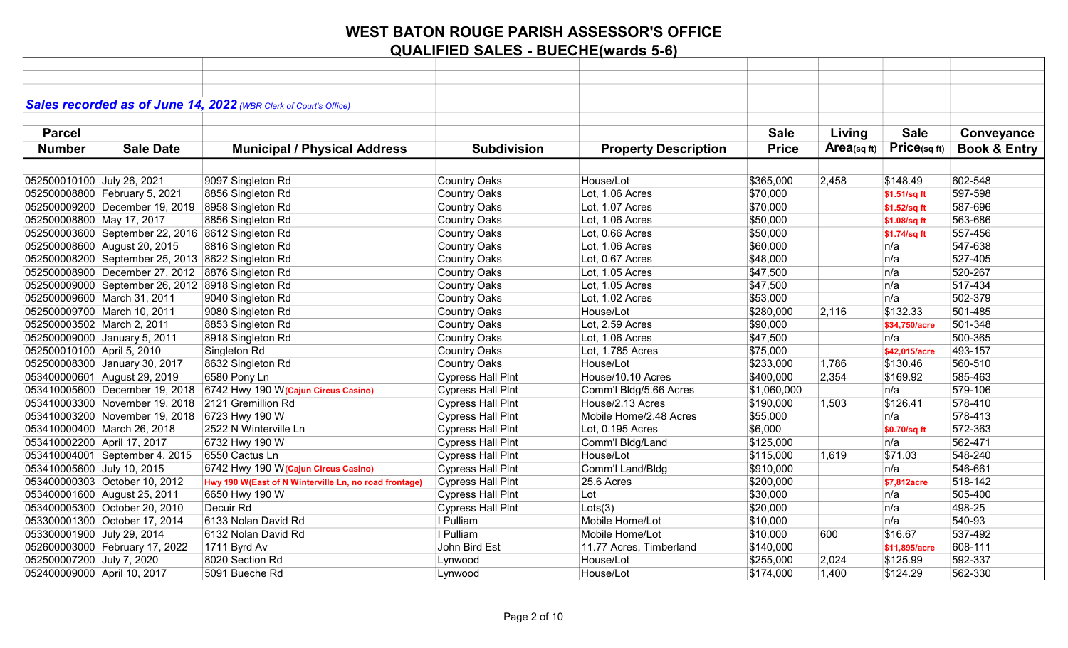# WEST BATON ROUGE PARISH ASSESSOR'S OFFICE

## QUALIFIED SALES - BUECHE(wards 5-6)

***Sales recorded as of June 14, 2022*** *(WBR Clerk of Court's Office)*

| Parcel Number | Sale Date | Municipal / Physical Address | Subdivision | Property Description | Sale Price | Living Area(sq ft) | Sale Price(sq ft) | Conveyance Book & Entry |
|---|---|---|---|---|---|---|---|---|
| 052500010100 | July 26, 2021 | 9097 Singleton Rd | Country Oaks | House/Lot | $365,000 | 2,458 | $148.49 | 602-548 |
| 052500008800 | February 5, 2021 | 8856 Singleton Rd | Country Oaks | Lot, 1.06 Acres | $70,000 | | $1.51/sq ft | 597-598 |
| 052500009200 | December 19, 2019 | 8958 Singleton Rd | Country Oaks | Lot, 1.07 Acres | $70,000 | | $1.52/sq ft | 587-696 |
| 052500008800 | May 17, 2017 | 8856 Singleton Rd | Country Oaks | Lot, 1.06 Acres | $50,000 | | $1.08/sq ft | 563-686 |
| 052500003600 | September 22, 2016 | 8612 Singleton Rd | Country Oaks | Lot, 0.66 Acres | $50,000 | | $1.74/sq ft | 557-456 |
| 052500008600 | August 20, 2015 | 8816 Singleton Rd | Country Oaks | Lot, 1.06 Acres | $60,000 | | n/a | 547-638 |
| 052500008200 | September 25, 2013 | 8622 Singleton Rd | Country Oaks | Lot, 0.67 Acres | $48,000 | | n/a | 527-405 |
| 052500008900 | December 27, 2012 | 8876 Singleton Rd | Country Oaks | Lot, 1.05 Acres | $47,500 | | n/a | 520-267 |
| 052500009000 | September 26, 2012 | 8918 Singleton Rd | Country Oaks | Lot, 1.05 Acres | $47,500 | | n/a | 517-434 |
| 052500009600 | March 31, 2011 | 9040 Singleton Rd | Country Oaks | Lot, 1.02 Acres | $53,000 | | n/a | 502-379 |
| 052500009700 | March 10, 2011 | 9080 Singleton Rd | Country Oaks | House/Lot | $280,000 | 2,116 | $132.33 | 501-485 |
| 052500003502 | March 2, 2011 | 8853 Singleton Rd | Country Oaks | Lot, 2.59 Acres | $90,000 | | $34,750/acre | 501-348 |
| 052500009000 | January 5, 2011 | 8918 Singleton Rd | Country Oaks | Lot, 1.06 Acres | $47,500 | | n/a | 500-365 |
| 052500010100 | April 5, 2010 | Singleton Rd | Country Oaks | Lot, 1.785 Acres | $75,000 | | $42,015/acre | 493-157 |
| 052500008300 | January 30, 2017 | 8632 Singleton Rd | Country Oaks | House/Lot | $233,000 | 1,786 | $130.46 | 560-510 |
| 053400000601 | August 29, 2019 | 6580 Pony Ln | Cypress Hall Plnt | House/10.10 Acres | $400,000 | 2,354 | $169.92 | 585-463 |
| 053410005600 | December 19, 2018 | 6742 Hwy 190 W **(Cajun Circus Casino)** | Cypress Hall Plnt | Comm'l Bldg/5.66 Acres | $1,060,000 | | n/a | 579-106 |
| 053410003300 | November 19, 2018 | 2121 Gremillion Rd | Cypress Hall Plnt | House/2.13 Acres | $190,000 | 1,503 | $126.41 | 578-410 |
| 053410003200 | November 19, 2018 | 6723 Hwy 190 W | Cypress Hall Plnt | Mobile Home/2.48 Acres | $55,000 | | n/a | 578-413 |
| 053410000400 | March 26, 2018 | 2522 N Winterville Ln | Cypress Hall Plnt | Lot, 0.195 Acres | $6,000 | | $0.70/sq ft | 572-363 |
| 053410002200 | April 17, 2017 | 6732 Hwy 190 W | Cypress Hall Plnt | Comm'l Bldg/Land | $125,000 | | n/a | 562-471 |
| 053410004001 | September 4, 2015 | 6550 Cactus Ln | Cypress Hall Plnt | House/Lot | $115,000 | 1,619 | $71.03 | 548-240 |
| 053410005600 | July 10, 2015 | 6742 Hwy 190 W **(Cajun Circus Casino)** | Cypress Hall Plnt | Comm'l Land/Bldg | $910,000 | | n/a | 546-661 |
| 053400000303 | October 10, 2012 | **Hwy 190 W(East of N Winterville Ln, no road frontage)** | Cypress Hall Plnt | 25.6 Acres | $200,000 | | $7,812acre | 518-142 |
| 053400001600 | August 25, 2011 | 6650 Hwy 190 W | Cypress Hall Plnt | Lot | $30,000 | | n/a | 505-400 |
| 053400005300 | October 20, 2010 | Decuir Rd | Cypress Hall Plnt | Lots(3) | $20,000 | | n/a | 498-25 |
| 053300001300 | October 17, 2014 | 6133 Nolan David Rd | I Pulliam | Mobile Home/Lot | $10,000 | | n/a | 540-93 |
| 053300001900 | July 29, 2014 | 6132 Nolan David Rd | I Pulliam | Mobile Home/Lot | $10,000 | 600 | $16.67 | 537-492 |
| 052600003000 | February 17, 2022 | 1711 Byrd Av | John Bird Est | 11.77 Acres, Timberland | $140,000 | | $11,895/acre | 608-111 |
| 052500007200 | July 7, 2020 | 8020 Section Rd | Lynwood | House/Lot | $255,000 | 2,024 | $125.99 | 592-337 |
| 052400009000 | April 10, 2017 | 5091 Bueche Rd | Lynwood | House/Lot | $174,000 | 1,400 | $124.29 | 562-330 |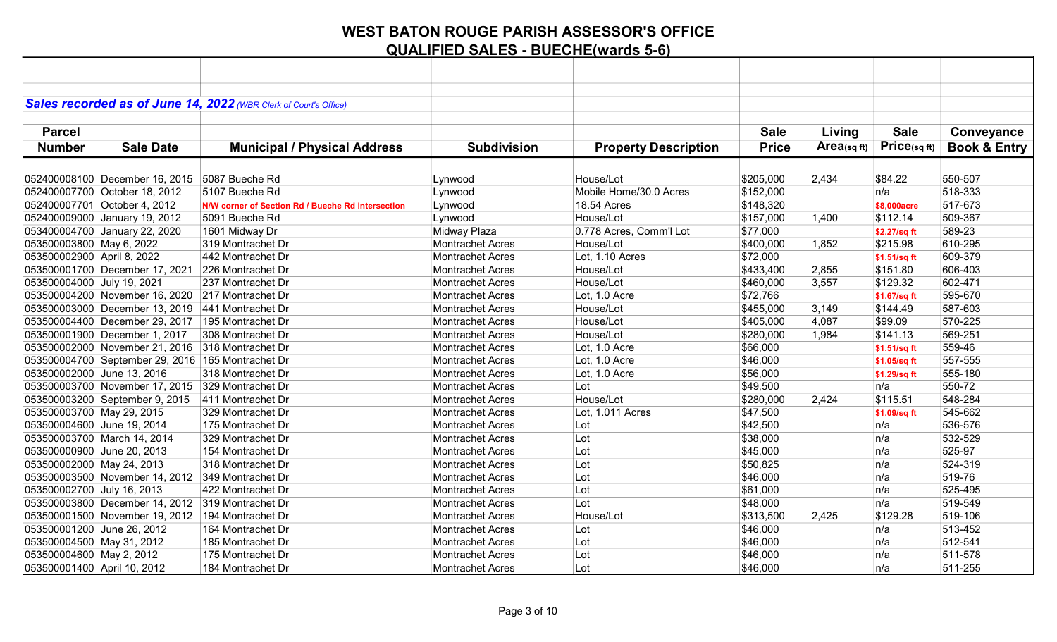# WEST BATON ROUGE PARISH ASSESSOR'S OFFICE

## QUALIFIED SALES - BUECHE(wards 5-6)

***Sales recorded as of June 14, 2022*** *(WBR Clerk of Court's Office)*

| Parcel Number | Sale Date | Municipal / Physical Address | Subdivision | Property Description | Sale Price | Living Area(sq ft) | Sale Price(sq ft) | Conveyance Book & Entry |
|---|---|---|---|---|---|---|---|---|
| 052400008100 | December 16, 2015 | 5087 Bueche Rd | Lynwood | House/Lot | $205,000 | 2,434 | $84.22 | 550-507 |
| 052400007700 | October 18, 2012 | 5107 Bueche Rd | Lynwood | Mobile Home/30.0 Acres | $152,000 | | n/a | 518-333 |
| 052400007701 | October 4, 2012 | N/W corner of Section Rd / Bueche Rd intersection | Lynwood | 18.54 Acres | $148,320 | | $8,000acre | 517-673 |
| 052400009000 | January 19, 2012 | 5091 Bueche Rd | Lynwood | House/Lot | $157,000 | 1,400 | $112.14 | 509-367 |
| 053400004700 | January 22, 2020 | 1601 Midway Dr | Midway Plaza | 0.778 Acres, Comm'l Lot | $77,000 | | $2.27/sq ft | 589-23 |
| 053500003800 | May 6, 2022 | 319 Montrachet Dr | Montrachet Acres | House/Lot | $400,000 | 1,852 | $215.98 | 610-295 |
| 053500002900 | April 8, 2022 | 442 Montrachet Dr | Montrachet Acres | Lot, 1.10 Acres | $72,000 | | $1.51/sq ft | 609-379 |
| 053500001700 | December 17, 2021 | 226 Montrachet Dr | Montrachet Acres | House/Lot | $433,400 | 2,855 | $151.80 | 606-403 |
| 053500004000 | July 19, 2021 | 237 Montrachet Dr | Montrachet Acres | House/Lot | $460,000 | 3,557 | $129.32 | 602-471 |
| 053500004200 | November 16, 2020 | 217 Montrachet Dr | Montrachet Acres | Lot, 1.0 Acre | $72,766 | | $1.67/sq ft | 595-670 |
| 053500003000 | December 13, 2019 | 441 Montrachet Dr | Montrachet Acres | House/Lot | $455,000 | 3,149 | $144.49 | 587-603 |
| 053500004400 | December 29, 2017 | 195 Montrachet Dr | Montrachet Acres | House/Lot | $405,000 | 4,087 | $99.09 | 570-225 |
| 053500001900 | December 1, 2017 | 308 Montrachet Dr | Montrachet Acres | House/Lot | $280,000 | 1,984 | $141.13 | 569-251 |
| 053500002000 | November 21, 2016 | 318 Montrachet Dr | Montrachet Acres | Lot, 1.0 Acre | $66,000 | | $1.51/sq ft | 559-46 |
| 053500004700 | September 29, 2016 | 165 Montrachet Dr | Montrachet Acres | Lot, 1.0 Acre | $46,000 | | $1.05/sq ft | 557-555 |
| 053500002000 | June 13, 2016 | 318 Montrachet Dr | Montrachet Acres | Lot, 1.0 Acre | $56,000 | | $1.29/sq ft | 555-180 |
| 053500003700 | November 17, 2015 | 329 Montrachet Dr | Montrachet Acres | Lot | $49,500 | | n/a | 550-72 |
| 053500003200 | September 9, 2015 | 411 Montrachet Dr | Montrachet Acres | House/Lot | $280,000 | 2,424 | $115.51 | 548-284 |
| 053500003700 | May 29, 2015 | 329 Montrachet Dr | Montrachet Acres | Lot, 1.011 Acres | $47,500 | | $1.09/sq ft | 545-662 |
| 053500004600 | June 19, 2014 | 175 Montrachet Dr | Montrachet Acres | Lot | $42,500 | | n/a | 536-576 |
| 053500003700 | March 14, 2014 | 329 Montrachet Dr | Montrachet Acres | Lot | $38,000 | | n/a | 532-529 |
| 053500000900 | June 20, 2013 | 154 Montrachet Dr | Montrachet Acres | Lot | $45,000 | | n/a | 525-97 |
| 053500002000 | May 24, 2013 | 318 Montrachet Dr | Montrachet Acres | Lot | $50,825 | | n/a | 524-319 |
| 053500003500 | November 14, 2012 | 349 Montrachet Dr | Montrachet Acres | Lot | $46,000 | | n/a | 519-76 |
| 053500002700 | July 16, 2013 | 422 Montrachet Dr | Montrachet Acres | Lot | $61,000 | | n/a | 525-495 |
| 053500003800 | December 14, 2012 | 319 Montrachet Dr | Montrachet Acres | Lot | $48,000 | | n/a | 519-549 |
| 053500001500 | November 19, 2012 | 194 Montrachet Dr | Montrachet Acres | House/Lot | $313,500 | 2,425 | $129.28 | 519-106 |
| 053500001200 | June 26, 2012 | 164 Montrachet Dr | Montrachet Acres | Lot | $46,000 | | n/a | 513-452 |
| 053500004500 | May 31, 2012 | 185 Montrachet Dr | Montrachet Acres | Lot | $46,000 | | n/a | 512-541 |
| 053500004600 | May 2, 2012 | 175 Montrachet Dr | Montrachet Acres | Lot | $46,000 | | n/a | 511-578 |
| 053500001400 | April 10, 2012 | 184 Montrachet Dr | Montrachet Acres | Lot | $46,000 | | n/a | 511-255 |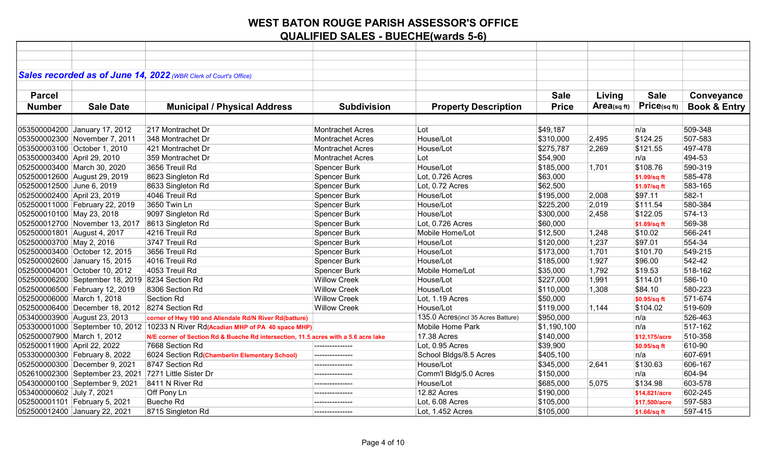# WEST BATON ROUGE PARISH ASSESSOR'S OFFICE

## QUALIFIED SALES - BUECHE(wards 5-6)

***Sales recorded as of June 14, 2022*** *(WBR Clerk of Court's Office)*

| Parcel Number | Sale Date | Municipal / Physical Address | Subdivision | Property Description | Sale Price | Living Area(sq ft) | Sale Price(sq ft) | Conveyance Book & Entry |
|---|---|---|---|---|---|---|---|---|
| 053500004200 | January 17, 2012 | 217 Montrachet Dr | Montrachet Acres | Lot | $49,187 | | n/a | 509-348 |
| 053500002300 | November 7, 2011 | 348 Montrachet Dr | Montrachet Acres | House/Lot | $310,000 | 2,495 | $124.25 | 507-583 |
| 053500003100 | October 1, 2010 | 421 Montrachet Dr | Montrachet Acres | House/Lot | $275,787 | 2,269 | $121.55 | 497-478 |
| 053500003400 | April 29, 2010 | 359 Montrachet Dr | Montrachet Acres | Lot | $54,900 | | n/a | 494-53 |
| 052500003400 | March 30, 2020 | 3656 Treuil Rd | Spencer Burk | House/Lot | $185,000 | 1,701 | $108.76 | 590-319 |
| 052500012600 | August 29, 2019 | 8623 Singleton Rd | Spencer Burk | Lot, 0.726 Acres | $63,000 | | $1.99/sq ft | 585-478 |
| 052500012500 | June 6, 2019 | 8633 Singleton Rd | Spencer Burk | Lot, 0.72 Acres | $62,500 | | $1.97/sq ft | 583-165 |
| 052500002400 | April 23, 2019 | 4046 Treuil Rd | Spencer Burk | House/Lot | $195,000 | 2,008 | $97.11 | 582-1 |
| 052500011000 | February 22, 2019 | 3650 Twin Ln | Spencer Burk | House/Lot | $225,200 | 2,019 | $111.54 | 580-384 |
| 052500010100 | May 23, 2018 | 9097 Singleton Rd | Spencer Burk | House/Lot | $300,000 | 2,458 | $122.05 | 574-13 |
| 052500012700 | November 13, 2017 | 8613 Singleton Rd | Spencer Burk | Lot, 0.726 Acres | $60,000 | | $1.89/sq ft | 569-38 |
| 052500001801 | August 4, 2017 | 4216 Treuil Rd | Spencer Burk | Mobile Home/Lot | $12,500 | 1,248 | $10.02 | 566-241 |
| 052500003700 | May 2, 2016 | 3747 Treuil Rd | Spencer Burk | House/Lot | $120,000 | 1,237 | $97.01 | 554-34 |
| 052500003400 | October 12, 2015 | 3656 Treuil Rd | Spencer Burk | House/Lot | $173,000 | 1,701 | $101.70 | 549-215 |
| 052500002600 | January 15, 2015 | 4016 Treuil Rd | Spencer Burk | House/Lot | $185,000 | 1,927 | $96.00 | 542-42 |
| 052500004001 | October 10, 2012 | 4053 Treuil Rd | Spencer Burk | Mobile Home/Lot | $35,000 | 1,792 | $19.53 | 518-162 |
| 052500006200 | September 18, 2019 | 8234 Section Rd | Willow Creek | House/Lot | $227,000 | 1,991 | $114.01 | 586-10 |
| 052500006500 | February 12, 2019 | 8306 Section Rd | Willow Creek | House/Lot | $110,000 | 1,308 | $84.10 | 580-223 |
| 052500006000 | March 1, 2018 | Section Rd | Willow Creek | Lot, 1.19 Acres | $50,000 | | $0.95/sq ft | 571-674 |
| 052500006400 | December 18, 2012 | 8274 Section Rd | Willow Creek | House/Lot | $119,000 | 1,144 | $104.02 | 519-609 |
| 053400003900 | August 23, 2013 | corner of Hwy 190 and Allendale Rd/N River Rd(batture) | | 135.0 Acres(incl 35 Acres Batture) | $950,000 | | n/a | 526-463 |
| 053300001000 | September 10, 2012 | 10233 N River Rd(Acadian MHP of PA 40 space MHP) | | Mobile Home Park | $1,190,100 | | n/a | 517-162 |
| 052500007900 | March 1, 2012 | N/E corner of Section Rd & Bueche Rd intersection, 11.5 acres with a 5.6 acre lake | | 17.38 Acres | $140,000 | | $12,175/acre | 510-358 |
| 052500011900 | April 22, 2022 | 7668 Section Rd | --------------- | Lot, 0.95 Acres | $39,900 | | $0.95/sq ft | 610-90 |
| 053300000300 | February 8, 2022 | 6024 Section Rd(Chamberlin Elementary School) | --------------- | School Bldgs/8.5 Acres | $405,100 | | n/a | 607-691 |
| 052500000300 | December 9, 2021 | 8747 Section Rd | --------------- | House/Lot | $345,000 | 2,641 | $130.63 | 606-167 |
| 052610002300 | September 23, 2021 | 7271 Little Sister Dr | --------------- | Comm'l Bldg/5.0 Acres | $150,000 | | n/a | 604-94 |
| 054300000100 | September 9, 2021 | 8411 N River Rd | --------------- | House/Lot | $685,000 | 5,075 | $134.98 | 603-578 |
| 053400000602 | July 7, 2021 | Off Pony Ln | --------------- | 12.82 Acres | $190,000 | | $14,821/acre | 602-245 |
| 052500001101 | February 5, 2021 | Bueche Rd | --------------- | Lot, 6.08 Acres | $105,000 | | $17,500/acre | 597-583 |
| 052500012400 | January 22, 2021 | 8715 Singleton Rd | --------------- | Lot, 1.452 Acres | $105,000 | | $1.66/sq ft | 597-415 |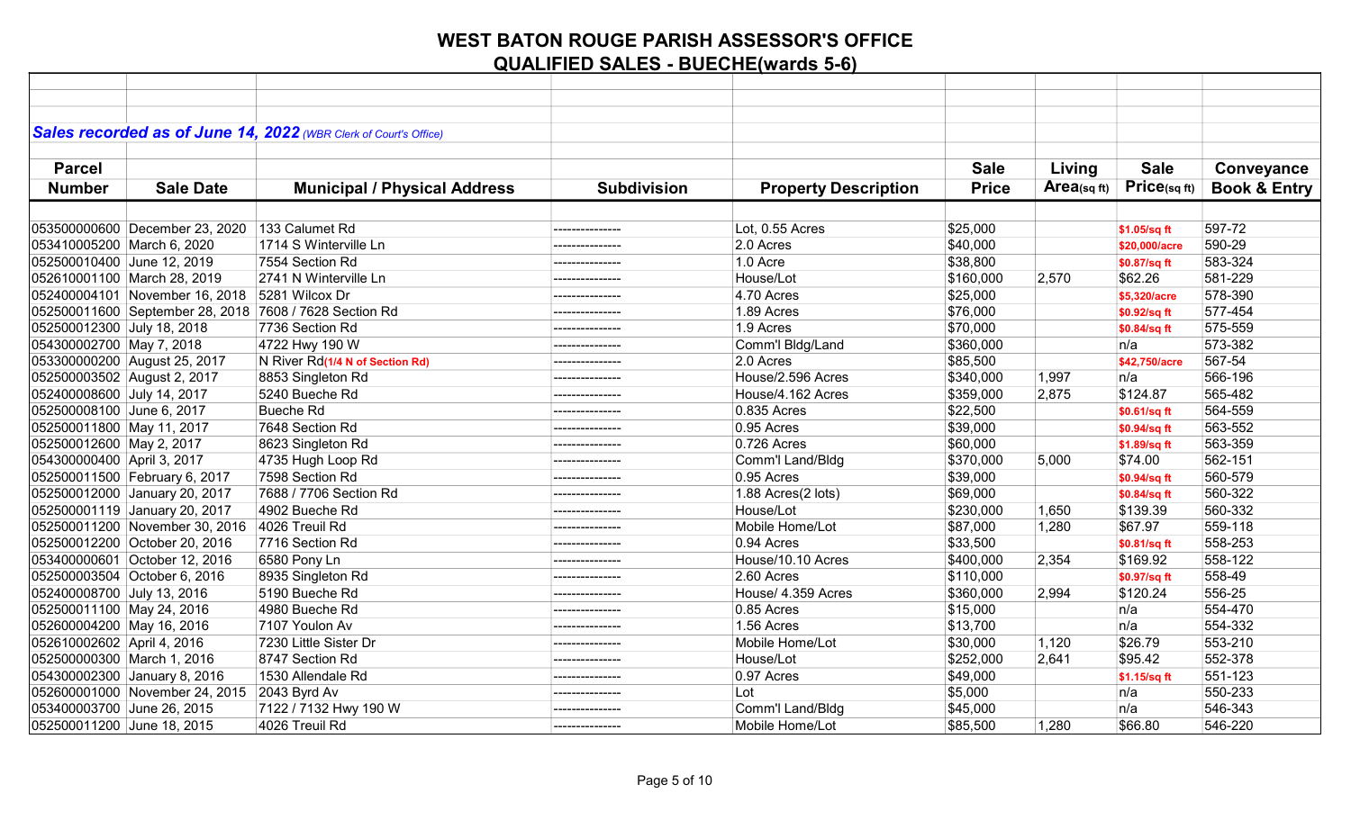# WEST BATON ROUGE PARISH ASSESSOR'S OFFICE

## QUALIFIED SALES - BUECHE(wards 5-6)

***Sales recorded as of June 14, 2022*** *(WBR Clerk of Court's Office)*

| Parcel Number | Sale Date | Municipal / Physical Address | Subdivision | Property Description | Sale Price | Living Area(sq ft) | Sale Price(sq ft) | Conveyance Book & Entry |
|---|---|---|---|---|---|---|---|---|
| 053500000600 | December 23, 2020 | 133 Calumet Rd | --------------- | Lot, 0.55 Acres | $25,000 | | $1.05/sq ft | 597-72 |
| 053410005200 | March 6, 2020 | 1714 S Winterville Ln | --------------- | 2.0 Acres | $40,000 | | $20,000/acre | 590-29 |
| 052500010400 | June 12, 2019 | 7554 Section Rd | --------------- | 1.0 Acre | $38,800 | | $0.87/sq ft | 583-324 |
| 052610001100 | March 28, 2019 | 2741 N Winterville Ln | --------------- | House/Lot | $160,000 | 2,570 | $62.26 | 581-229 |
| 052400004101 | November 16, 2018 | 5281 Wilcox Dr | --------------- | 4.70 Acres | $25,000 | | $5,320/acre | 578-390 |
| 052500011600 | September 28, 2018 | 7608 / 7628 Section Rd | --------------- | 1.89 Acres | $76,000 | | $0.92/sq ft | 577-454 |
| 052500012300 | July 18, 2018 | 7736 Section Rd | --------------- | 1.9 Acres | $70,000 | | $0.84/sq ft | 575-559 |
| 054300002700 | May 7, 2018 | 4722 Hwy 190 W | --------------- | Comm'l Bldg/Land | $360,000 | | n/a | 573-382 |
| 053300000200 | August 25, 2017 | N River Rd(1/4 N of Section Rd) | --------------- | 2.0 Acres | $85,500 | | $42,750/acre | 567-54 |
| 052500003502 | August 2, 2017 | 8853 Singleton Rd | --------------- | House/2.596 Acres | $340,000 | 1,997 | n/a | 566-196 |
| 052400008600 | July 14, 2017 | 5240 Bueche Rd | --------------- | House/4.162 Acres | $359,000 | 2,875 | $124.87 | 565-482 |
| 052500008100 | June 6, 2017 | Bueche Rd | --------------- | 0.835 Acres | $22,500 | | $0.61/sq ft | 564-559 |
| 052500011800 | May 11, 2017 | 7648 Section Rd | --------------- | 0.95 Acres | $39,000 | | $0.94/sq ft | 563-552 |
| 052500012600 | May 2, 2017 | 8623 Singleton Rd | --------------- | 0.726 Acres | $60,000 | | $1.89/sq ft | 563-359 |
| 054300000400 | April 3, 2017 | 4735 Hugh Loop Rd | --------------- | Comm'l Land/Bldg | $370,000 | 5,000 | $74.00 | 562-151 |
| 052500011500 | February 6, 2017 | 7598 Section Rd | --------------- | 0.95 Acres | $39,000 | | $0.94/sq ft | 560-579 |
| 052500012000 | January 20, 2017 | 7688 / 7706 Section Rd | --------------- | 1.88 Acres(2 lots) | $69,000 | | $0.84/sq ft | 560-322 |
| 052500001119 | January 20, 2017 | 4902 Bueche Rd | --------------- | House/Lot | $230,000 | 1,650 | $139.39 | 560-332 |
| 052500011200 | November 30, 2016 | 4026 Treuil Rd | --------------- | Mobile Home/Lot | $87,000 | 1,280 | $67.97 | 559-118 |
| 052500012200 | October 20, 2016 | 7716 Section Rd | --------------- | 0.94 Acres | $33,500 | | $0.81/sq ft | 558-253 |
| 053400000601 | October 12, 2016 | 6580 Pony Ln | --------------- | House/10.10 Acres | $400,000 | 2,354 | $169.92 | 558-122 |
| 052500003504 | October 6, 2016 | 8935 Singleton Rd | --------------- | 2.60 Acres | $110,000 | | $0.97/sq ft | 558-49 |
| 052400008700 | July 13, 2016 | 5190 Bueche Rd | --------------- | House/ 4.359 Acres | $360,000 | 2,994 | $120.24 | 556-25 |
| 052500011100 | May 24, 2016 | 4980 Bueche Rd | --------------- | 0.85 Acres | $15,000 | | n/a | 554-470 |
| 052600004200 | May 16, 2016 | 7107 Youlon Av | --------------- | 1.56 Acres | $13,700 | | n/a | 554-332 |
| 052610002602 | April 4, 2016 | 7230 Little Sister Dr | --------------- | Mobile Home/Lot | $30,000 | 1,120 | $26.79 | 553-210 |
| 052500000300 | March 1, 2016 | 8747 Section Rd | --------------- | House/Lot | $252,000 | 2,641 | $95.42 | 552-378 |
| 054300002300 | January 8, 2016 | 1530 Allendale Rd | --------------- | 0.97 Acres | $49,000 | | $1.15/sq ft | 551-123 |
| 052600001000 | November 24, 2015 | 2043 Byrd Av | --------------- | Lot | $5,000 | | n/a | 550-233 |
| 053400003700 | June 26, 2015 | 7122 / 7132 Hwy 190 W | --------------- | Comm'l Land/Bldg | $45,000 | | n/a | 546-343 |
| 052500011200 | June 18, 2015 | 4026 Treuil Rd | --------------- | Mobile Home/Lot | $85,500 | 1,280 | $66.80 | 546-220 |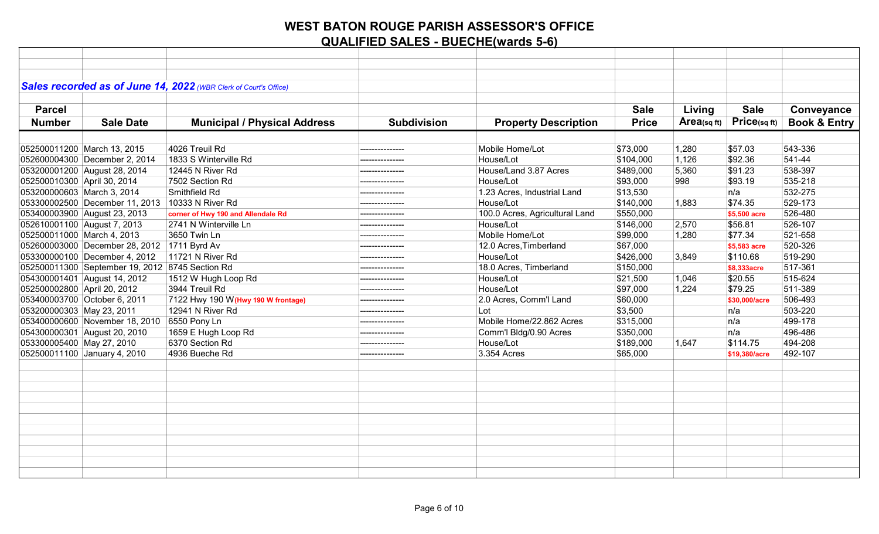# WEST BATON ROUGE PARISH ASSESSOR'S OFFICE

## QUALIFIED SALES - BUECHE(wards 5-6)

***Sales recorded as of June 14, 2022*** *(WBR Clerk of Court's Office)*

| Parcel Number | Sale Date | Municipal / Physical Address | Subdivision | Property Description | Sale Price | Living Area(sq ft) | Sale Price(sq ft) | Conveyance Book & Entry |
|---|---|---|---|---|---|---|---|---|
| 052500011200 | March 13, 2015 | 4026 Treuil Rd | --------------- | Mobile Home/Lot | $73,000 | 1,280 | $57.03 | 543-336 |
| 052600004300 | December 2, 2014 | 1833 S Winterville Rd | --------------- | House/Lot | $104,000 | 1,126 | $92.36 | 541-44 |
| 053200001200 | August 28, 2014 | 12445 N River Rd | --------------- | House/Land 3.87 Acres | $489,000 | 5,360 | $91.23 | 538-397 |
| 052500010300 | April 30, 2014 | 7502 Section Rd | --------------- | House/Lot | $93,000 | 998 | $93.19 | 535-218 |
| 053200000603 | March 3, 2014 | Smithfield Rd | --------------- | 1.23 Acres, Industrial Land | $13,530 | | n/a | 532-275 |
| 053300002500 | December 11, 2013 | 10333 N River Rd | --------------- | House/Lot | $140,000 | 1,883 | $74.35 | 529-173 |
| 053400003900 | August 23, 2013 | corner of Hwy 190 and Allendale Rd | --------------- | 100.0 Acres, Agricultural Land | $550,000 | | $5,500 acre | 526-480 |
| 052610001100 | August 7, 2013 | 2741 N Winterville Ln | --------------- | House/Lot | $146,000 | 2,570 | $56.81 | 526-107 |
| 052500011000 | March 4, 2013 | 3650 Twin Ln | --------------- | Mobile Home/Lot | $99,000 | 1,280 | $77.34 | 521-658 |
| 052600003000 | December 28, 2012 | 1711 Byrd Av | --------------- | 12.0 Acres,Timberland | $67,000 | | $5,583 acre | 520-326 |
| 053300000100 | December 4, 2012 | 11721 N River Rd | --------------- | House/Lot | $426,000 | 3,849 | $110.68 | 519-290 |
| 052500011300 | September 19, 2012 | 8745 Section Rd | --------------- | 18.0 Acres, Timberland | $150,000 | | $8,333acre | 517-361 |
| 054300001401 | August 14, 2012 | 1512 W Hugh Loop Rd | --------------- | House/Lot | $21,500 | 1,046 | $20.55 | 515-624 |
| 052500002800 | April 20, 2012 | 3944 Treuil Rd | --------------- | House/Lot | $97,000 | 1,224 | $79.25 | 511-389 |
| 053400003700 | October 6, 2011 | 7122 Hwy 190 W (Hwy 190 W frontage) | --------------- | 2.0 Acres, Comm'l Land | $60,000 | | $30,000/acre | 506-493 |
| 053200000303 | May 23, 2011 | 12941 N River Rd | --------------- | Lot | $3,500 | | n/a | 503-220 |
| 053400000600 | November 18, 2010 | 6550 Pony Ln | --------------- | Mobile Home/22.862 Acres | $315,000 | | n/a | 499-178 |
| 054300000301 | August 20, 2010 | 1659 E Hugh Loop Rd | --------------- | Comm'l Bldg/0.90 Acres | $350,000 | | n/a | 496-486 |
| 053300005400 | May 27, 2010 | 6370 Section Rd | --------------- | House/Lot | $189,000 | 1,647 | $114.75 | 494-208 |
| 052500011100 | January 4, 2010 | 4936 Bueche Rd | --------------- | 3.354 Acres | $65,000 | | $19,380/acre | 492-107 |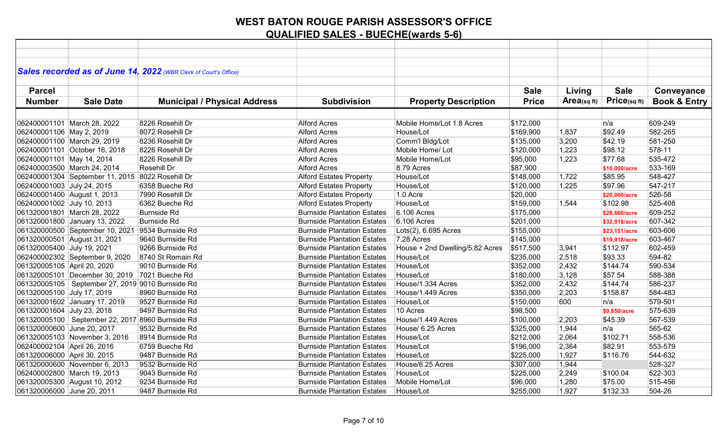# WEST BATON ROUGE PARISH ASSESSOR'S OFFICE

## QUALIFIED SALES - BUECHE(wards 5-6)

***Sales recorded as of June 14, 2022*** *(WBR Clerk of Court's Office)*

| Parcel Number | Sale Date | Municipal / Physical Address | Subdivision | Property Description | Sale Price | Living Area(sq ft) | Sale Price(sq ft) | Conveyance Book & Entry |
|---|---|---|---|---|---|---|---|---|
| 062400001101 | March 28, 2022 | 8226 Rosehill Dr | Alford Acres | Mobile Home/Lot 1.8 Acres | $172,000 | | n/a | 609-249 |
| 062400001106 | May 2, 2019 | 8072 Rosehill Dr | Alford Acres | House/Lot | $169,900 | 1,837 | $92.49 | 582-265 |
| 062400001100 | March 29, 2019 | 8236 Rosehill Dr | Alford Acres | Comm'l Bldg/Lot | $135,000 | 3,200 | $42.19 | 581-250 |
| 062400001101 | October 16, 2018 | 8226 Rosehill Dr | Alford Acres | Mobile Home/ Lot | $120,000 | 1,223 | $98.12 | 578-11 |
| 062400001101 | May 14, 2014 | 8226 Rosehill Dr | Alford Acres | Mobile Home/Lot | $95,000 | 1,223 | $77.68 | 535-472 |
| 062400003500 | March 24, 2014 | Rosehill Dr | Alford Acres | 8.79 Acres | $87,900 | | $10,000/acre | 533-169 |
| 062400001304 | September 11, 2015 | 8022 Rosehill Dr | Alford Estates Property | House/Lot | $148,000 | 1,722 | $85.95 | 548-427 |
| 062400001003 | July 24, 2015 | 6358 Bueche Rd | Alford Estates Property | House/Lot | $120,000 | 1,225 | $97.96 | 547-217 |
| 062400001400 | August 1, 2013 | 7990 Rosehill Dr | Alford Estates Property | 1.0 Acre | $20,000 | | $20,000/acre | 526-58 |
| 062400001002 | July 10, 2013 | 6362 Bueche Rd | Alford Estates Property | House/Lot | $159,000 | 1,544 | $102.98 | 525-408 |
| 061320001801 | March 28, 2022 | Burnside Rd | Burnside Plantation Estates | 6.106 Acres | $175,000 | | $28,660/acre | 609-252 |
| 061320001800 | January 13, 2022 | Burnside Rd | Burnside Plantation Estates | 6.106 Acres | $201,000 | | $32,918/acre | 607-342 |
| 061320000500 | September 10, 2021 | 9534 Burnside Rd | Burnside Plantation Estates | Lots(2), 6.695 Acres | $155,000 | | $23,151/acre | 603-606 |
| 061320000501 | August 31, 2021 | 9640 Burnside Rd | Burnside Plantation Estates | 7.28 Acres | $145,000 | | $19,918/acre | 603-467 |
| 061320005400 | July 19, 2021 | 9266 Burnside Rd | Burnside Plantation Estates | House + 2nd Dwelling/5.82 Acres | $517,500 | 3,941 | $112.97 | 602-459 |
| 062400002302 | September 9, 2020 | 8740 St Romain Rd | Burnside Plantation Estates | House/Lot | $235,000 | 2,518 | $93.33 | 594-82 |
| 061320005105 | April 20, 2020 | 9010 Burnside Rd | Burnside Plantation Estates | House/Lot | $352,000 | 2,432 | $144.74 | 590-534 |
| 061320005101 | December 30, 2019 | 7021 Bueche Rd | Burnside Plantation Estates | House/Lot | $180,000 | 3,128 | $57.54 | 588-388 |
| 061320005105 | September 27, 2019 | 9010 Burnside Rd | Burnside Plantation Estates | House/1.334 Acres | $352,000 | 2,432 | $144.74 | 586-237 |
| 061320005100 | July 17, 2019 | 8960 Burnside Rd | Burnside Plantation Estates | House/1.449 Acres | $350,000 | 2,203 | $158.87 | 584-483 |
| 061320001602 | January 17, 2019 | 9527 Burnside Rd | Burnside Plantation Estates | House/Lot | $150,000 | 600 | n/a | 579-501 |
| 061320001604 | July 23, 2018 | 9497 Burnside Rd | Burnside Plantation Estates | 10 Acres | $98,500 | | $9,850/acre | 575-639 |
| 061320005100 | September 22, 2017 | 8960 Burnside Rd | Burnside Plantation Estates | House/1.449 Acres | $100,000 | 2,203 | $45.39 | 567-539 |
| 061320000600 | June 20, 2017 | 9532 Burnside Rd | Burnside Plantation Estates | House/ 6.25 Acres | $325,000 | 1,944 | n/a | 565-62 |
| 061320005103 | November 3, 2016 | 8914 Burnside Rd | Burnside Plantation Estates | House/Lot | $212,000 | 2,064 | $102.71 | 558-536 |
| 062400002104 | April 26, 2016 | 6759 Bueche Rd | Burnside Plantation Estates | House/Lot | $196,000 | 2,364 | $82.91 | 553-579 |
| 061320006000 | April 30, 2015 | 9487 Burnside Rd | Burnside Plantation Estates | House/Lot | $225,000 | 1,927 | $116.76 | 544-632 |
| 061320000600 | November 6, 2013 | 9532 Burnside Rd | Burnside Plantation Estates | House/6.25 Acres | $307,000 | 1,944 | | 528-327 |
| 062400002800 | March 19, 2013 | 9043 Burnside Rd | Burnside Plantation Estates | House/Lot | $225,000 | 2,249 | $100.04 | 522-303 |
| 061320005300 | August 10, 2012 | 9234 Burnside Rd | Burnside Plantation Estates | Mobile Home/Lot | $96,000 | 1,280 | $75.00 | 515-456 |
| 061320006000 | June 20, 2011 | 9487 Burnside Rd | Burnside Plantation Estates | House/Lot | $255,000 | 1,927 | $132.33 | 504-26 |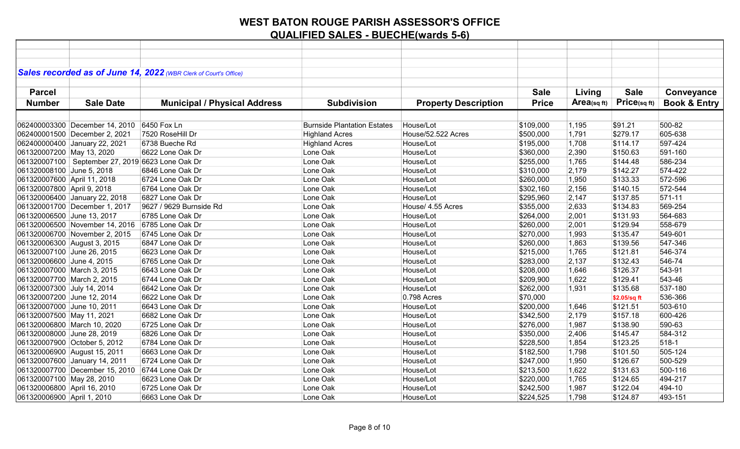# WEST BATON ROUGE PARISH ASSESSOR'S OFFICE

## QUALIFIED SALES - BUECHE(wards 5-6)

***Sales recorded as of June 14, 2022*** *(WBR Clerk of Court's Office)*

| Parcel Number | Sale Date | Municipal / Physical Address | Subdivision | Property Description | Sale Price | Living Area(sq ft) | Sale Price(sq ft) | Conveyance Book & Entry |
|---|---|---|---|---|---|---|---|---|
| 062400003300 | December 14, 2010 | 6450 Fox Ln | Burnside Plantation Estates | House/Lot | $109,000 | 1,195 | $91.21 | 500-82 |
| 062400001500 | December 2, 2021 | 7520 RoseHill Dr | Highland Acres | House/52.522 Acres | $500,000 | 1,791 | $279.17 | 605-638 |
| 062400000400 | January 22, 2021 | 6738 Bueche Rd | Highland Acres | House/Lot | $195,000 | 1,708 | $114.17 | 597-424 |
| 061320007200 | May 13, 2020 | 6622 Lone Oak Dr | Lone Oak | House/Lot | $360,000 | 2,390 | $150.63 | 591-160 |
| 061320007100 | September 27, 2019 | 6623 Lone Oak Dr | Lone Oak | House/Lot | $255,000 | 1,765 | $144.48 | 586-234 |
| 061320008100 | June 5, 2018 | 6846 Lone Oak Dr | Lone Oak | House/Lot | $310,000 | 2,179 | $142.27 | 574-422 |
| 061320007600 | April 11, 2018 | 6724 Lone Oak Dr | Lone Oak | House/Lot | $260,000 | 1,950 | $133.33 | 572-596 |
| 061320007800 | April 9, 2018 | 6764 Lone Oak Dr | Lone Oak | House/Lot | $302,160 | 2,156 | $140.15 | 572-544 |
| 061320006400 | January 22, 2018 | 6827 Lone Oak Dr | Lone Oak | House/Lot | $295,960 | 2,147 | $137.85 | 571-11 |
| 061320001700 | December 1, 2017 | 9627 / 9629 Burnside Rd | Lone Oak | House/ 4.55 Acres | $355,000 | 2,633 | $134.83 | 569-254 |
| 061320006500 | June 13, 2017 | 6785 Lone Oak Dr | Lone Oak | House/Lot | $264,000 | 2,001 | $131.93 | 564-683 |
| 061320006500 | November 14, 2016 | 6785 Lone Oak Dr | Lone Oak | House/Lot | $260,000 | 2,001 | $129.94 | 558-679 |
| 061320006700 | November 2, 2015 | 6745 Lone Oak Dr | Lone Oak | House/Lot | $270,000 | 1,993 | $135.47 | 549-601 |
| 061320006300 | August 3, 2015 | 6847 Lone Oak Dr | Lone Oak | House/Lot | $260,000 | 1,863 | $139.56 | 547-346 |
| 061320007100 | June 26, 2015 | 6623 Lone Oak Dr | Lone Oak | House/Lot | $215,000 | 1,765 | $121.81 | 546-374 |
| 061320006600 | June 4, 2015 | 6765 Lone Oak Dr | Lone Oak | House/Lot | $283,000 | 2,137 | $132.43 | 546-74 |
| 061320007000 | March 3, 2015 | 6643 Lone Oak Dr | Lone Oak | House/Lot | $208,000 | 1,646 | $126.37 | 543-91 |
| 061320007700 | March 2, 2015 | 6744 Lone Oak Dr | Lone Oak | House/Lot | $209,900 | 1,622 | $129.41 | 543-46 |
| 061320007300 | July 14, 2014 | 6642 Lone Oak Dr | Lone Oak | House/Lot | $262,000 | 1,931 | $135.68 | 537-180 |
| 061320007200 | June 12, 2014 | 6622 Lone Oak Dr | Lone Oak | 0.798 Acres | $70,000 | | $2.05/sq ft | 536-366 |
| 061320007000 | June 10, 2011 | 6643 Lone Oak Dr | Lone Oak | House/Lot | $200,000 | 1,646 | $121.51 | 503-610 |
| 061320007500 | May 11, 2021 | 6682 Lone Oak Dr | Lone Oak | House/Lot | $342,500 | 2,179 | $157.18 | 600-426 |
| 061320006800 | March 10, 2020 | 6725 Lone Oak Dr | Lone Oak | House/Lot | $276,000 | 1,987 | $138.90 | 590-63 |
| 061320008000 | June 28, 2019 | 6826 Lone Oak Dr | Lone Oak | House/Lot | $350,000 | 2,406 | $145.47 | 584-312 |
| 061320007900 | October 5, 2012 | 6784 Lone Oak Dr | Lone Oak | House/Lot | $228,500 | 1,854 | $123.25 | 518-1 |
| 061320006900 | August 15, 2011 | 6663 Lone Oak Dr | Lone Oak | House/Lot | $182,500 | 1,798 | $101.50 | 505-124 |
| 061320007600 | January 14, 2011 | 6724 Lone Oak Dr | Lone Oak | House/Lot | $247,000 | 1,950 | $126.67 | 500-529 |
| 061320007700 | December 15, 2010 | 6744 Lone Oak Dr | Lone Oak | House/Lot | $213,500 | 1,622 | $131.63 | 500-116 |
| 061320007100 | May 28, 2010 | 6623 Lone Oak Dr | Lone Oak | House/Lot | $220,000 | 1,765 | $124.65 | 494-217 |
| 061320006800 | April 16, 2010 | 6725 Lone Oak Dr | Lone Oak | House/Lot | $242,500 | 1,987 | $122.04 | 494-10 |
| 061320006900 | April 1, 2010 | 6663 Lone Oak Dr | Lone Oak | House/Lot | $224,525 | 1,798 | $124.87 | 493-151 |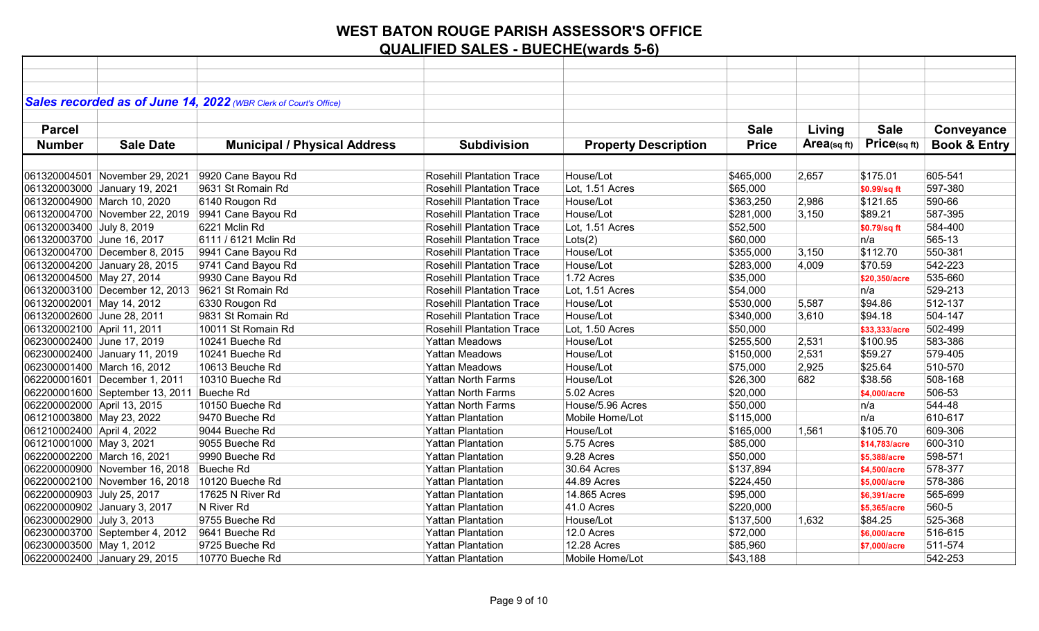# WEST BATON ROUGE PARISH ASSESSOR'S OFFICE

## QUALIFIED SALES - BUECHE(wards 5-6)

***Sales recorded as of June 14, 2022*** *(WBR Clerk of Court's Office)*

| Parcel Number | Sale Date | Municipal / Physical Address | Subdivision | Property Description | Sale Price | Living Area(sq ft) | Sale Price(sq ft) | Conveyance Book & Entry |
|---|---|---|---|---|---|---|---|---|
| 061320004501 | November 29, 2021 | 9920 Cane Bayou Rd | Rosehill Plantation Trace | House/Lot | $465,000 | 2,657 | $175.01 | 605-541 |
| 061320003000 | January 19, 2021 | 9631 St Romain Rd | Rosehill Plantation Trace | Lot, 1.51 Acres | $65,000 | | $0.99/sq ft | 597-380 |
| 061320004900 | March 10, 2020 | 6140 Rougon Rd | Rosehill Plantation Trace | House/Lot | $363,250 | 2,986 | $121.65 | 590-66 |
| 061320004700 | November 22, 2019 | 9941 Cane Bayou Rd | Rosehill Plantation Trace | House/Lot | $281,000 | 3,150 | $89.21 | 587-395 |
| 061320003400 | July 8, 2019 | 6221 Mclin Rd | Rosehill Plantation Trace | Lot, 1.51 Acres | $52,500 | | $0.79/sq ft | 584-400 |
| 061320003700 | June 16, 2017 | 6111 / 6121 Mclin Rd | Rosehill Plantation Trace | Lots(2) | $60,000 | | n/a | 565-13 |
| 061320004700 | December 8, 2015 | 9941 Cane Bayou Rd | Rosehill Plantation Trace | House/Lot | $355,000 | 3,150 | $112.70 | 550-381 |
| 061320004200 | January 28, 2015 | 9741 Cand Bayou Rd | Rosehill Plantation Trace | House/Lot | $283,000 | 4,009 | $70.59 | 542-223 |
| 061320004500 | May 27, 2014 | 9930 Cane Bayou Rd | Rosehill Plantation Trace | 1.72 Acres | $35,000 | | $20,350/acre | 535-660 |
| 061320003100 | December 12, 2013 | 9621 St Romain Rd | Rosehill Plantation Trace | Lot, 1.51 Acres | $54,000 | | n/a | 529-213 |
| 061320002001 | May 14, 2012 | 6330 Rougon Rd | Rosehill Plantation Trace | House/Lot | $530,000 | 5,587 | $94.86 | 512-137 |
| 061320002600 | June 28, 2011 | 9831 St Romain Rd | Rosehill Plantation Trace | House/Lot | $340,000 | 3,610 | $94.18 | 504-147 |
| 061320002100 | April 11, 2011 | 10011 St Romain Rd | Rosehill Plantation Trace | Lot, 1.50 Acres | $50,000 | | $33,333/acre | 502-499 |
| 062300002400 | June 17, 2019 | 10241 Bueche Rd | Yattan Meadows | House/Lot | $255,500 | 2,531 | $100.95 | 583-386 |
| 062300002400 | January 11, 2019 | 10241 Bueche Rd | Yattan Meadows | House/Lot | $150,000 | 2,531 | $59.27 | 579-405 |
| 062300001400 | March 16, 2012 | 10613 Bueche Rd | Yattan Meadows | House/Lot | $75,000 | 2,925 | $25.64 | 510-570 |
| 062200001601 | December 1, 2011 | 10310 Bueche Rd | Yattan North Farms | House/Lot | $26,300 | 682 | $38.56 | 508-168 |
| 062200001600 | September 13, 2011 | Bueche Rd | Yattan North Farms | 5.02 Acres | $20,000 | | $4,000/acre | 506-53 |
| 062200002000 | April 13, 2015 | 10150 Bueche Rd | Yattan North Farms | House/5.96 Acres | $50,000 | | n/a | 544-48 |
| 061210003800 | May 23, 2022 | 9470 Bueche Rd | Yattan Plantation | Mobile Home/Lot | $115,000 | | n/a | 610-617 |
| 061210002400 | April 4, 2022 | 9044 Bueche Rd | Yattan Plantation | House/Lot | $165,000 | 1,561 | $105.70 | 609-306 |
| 061210001000 | May 3, 2021 | 9055 Bueche Rd | Yattan Plantation | 5.75 Acres | $85,000 | | $14,783/acre | 600-310 |
| 062200002200 | March 16, 2021 | 9990 Bueche Rd | Yattan Plantation | 9.28 Acres | $50,000 | | $5,388/acre | 598-571 |
| 062200000900 | November 16, 2018 | Bueche Rd | Yattan Plantation | 30.64 Acres | $137,894 | | $4,500/acre | 578-377 |
| 062200002100 | November 16, 2018 | 10120 Bueche Rd | Yattan Plantation | 44.89 Acres | $224,450 | | $5,000/acre | 578-386 |
| 062200000903 | July 25, 2017 | 17625 N River Rd | Yattan Plantation | 14.865 Acres | $95,000 | | $6,391/acre | 565-699 |
| 062200000902 | January 3, 2017 | N River Rd | Yattan Plantation | 41.0 Acres | $220,000 | | $5,365/acre | 560-5 |
| 062300002900 | July 3, 2013 | 9755 Bueche Rd | Yattan Plantation | House/Lot | $137,500 | 1,632 | $84.25 | 525-368 |
| 062300003700 | September 4, 2012 | 9641 Bueche Rd | Yattan Plantation | 12.0 Acres | $72,000 | | $6,000/acre | 516-615 |
| 062300003500 | May 1, 2012 | 9725 Bueche Rd | Yattan Plantation | 12.28 Acres | $85,960 | | $7,000/acre | 511-574 |
| 062200002400 | January 29, 2015 | 10770 Bueche Rd | Yattan Plantation | Mobile Home/Lot | $43,188 | | | 542-253 |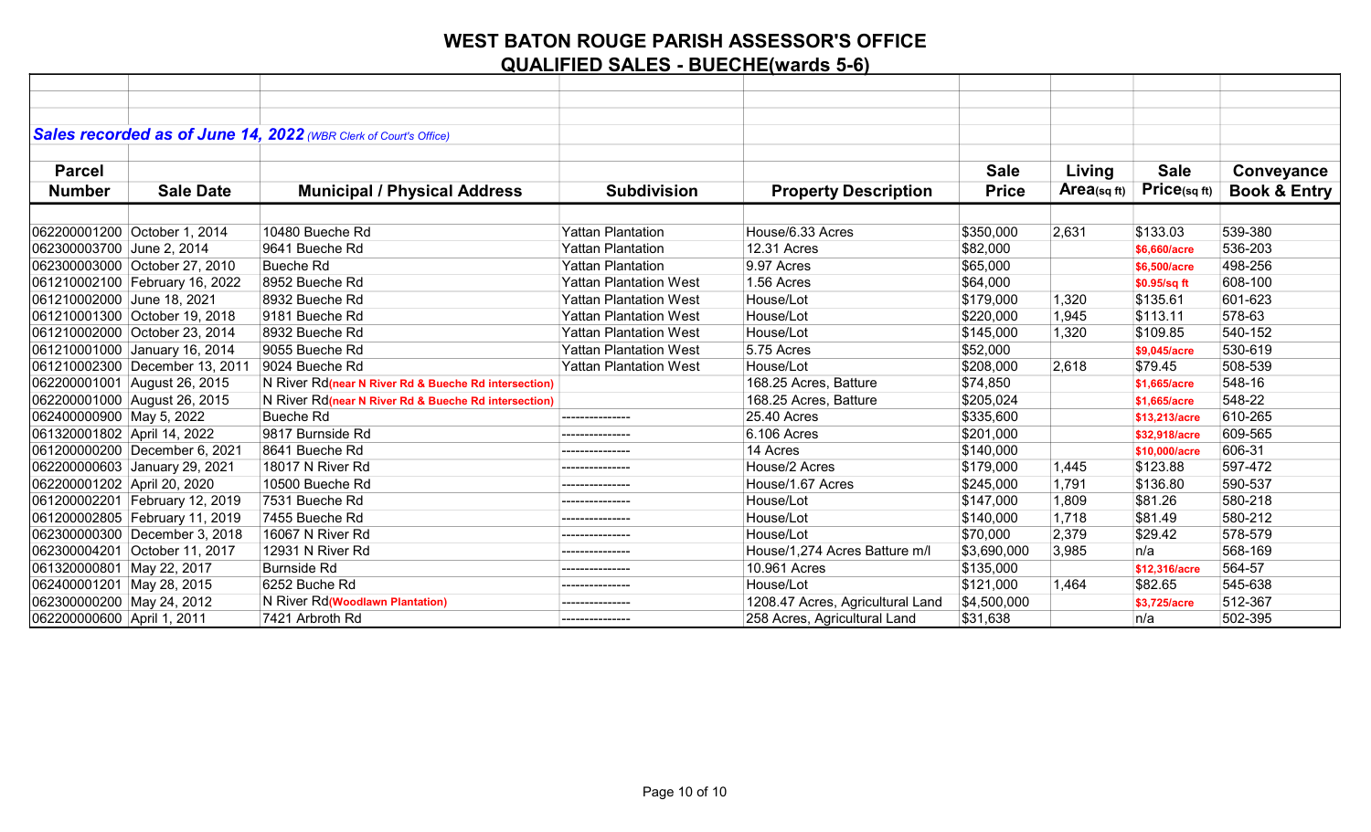# WEST BATON ROUGE PARISH ASSESSOR'S OFFICE

## QUALIFIED SALES - BUECHE(wards 5-6)

***Sales recorded as of June 14, 2022*** *(WBR Clerk of Court's Office)*

| Parcel Number | Sale Date | Municipal / Physical Address | Subdivision | Property Description | Sale Price | Living Area(sq ft) | Sale Price(sq ft) | Conveyance Book & Entry |
|---|---|---|---|---|---|---|---|---|
| 062200001200 | October 1, 2014 | 10480 Bueche Rd | Yattan Plantation | House/6.33 Acres | $350,000 | 2,631 | $133.03 | 539-380 |
| 062300003700 | June 2, 2014 | 9641 Bueche Rd | Yattan Plantation | 12.31 Acres | $82,000 | | $6,660/acre | 536-203 |
| 062300003000 | October 27, 2010 | Bueche Rd | Yattan Plantation | 9.97 Acres | $65,000 | | $6,500/acre | 498-256 |
| 061210002100 | February 16, 2022 | 8952 Bueche Rd | Yattan Plantation West | 1.56 Acres | $64,000 | | $0.95/sq ft | 608-100 |
| 061210002000 | June 18, 2021 | 8932 Bueche Rd | Yattan Plantation West | House/Lot | $179,000 | 1,320 | $135.61 | 601-623 |
| 061210001300 | October 19, 2018 | 9181 Bueche Rd | Yattan Plantation West | House/Lot | $220,000 | 1,945 | $113.11 | 578-63 |
| 061210002000 | October 23, 2014 | 8932 Bueche Rd | Yattan Plantation West | House/Lot | $145,000 | 1,320 | $109.85 | 540-152 |
| 061210001000 | January 16, 2014 | 9055 Bueche Rd | Yattan Plantation West | 5.75 Acres | $52,000 | | $9,045/acre | 530-619 |
| 061210002300 | December 13, 2011 | 9024 Bueche Rd | Yattan Plantation West | House/Lot | $208,000 | 2,618 | $79.45 | 508-539 |
| 062200001001 | August 26, 2015 | N River Rd(near N River Rd & Bueche Rd intersection) | | 168.25 Acres, Batture | $74,850 | | $1,665/acre | 548-16 |
| 062200001000 | August 26, 2015 | N River Rd(near N River Rd & Bueche Rd intersection) | | 168.25 Acres, Batture | $205,024 | | $1,665/acre | 548-22 |
| 062400000900 | May 5, 2022 | Bueche Rd | --------------- | 25.40 Acres | $335,600 | | $13,213/acre | 610-265 |
| 061320001802 | April 14, 2022 | 9817 Burnside Rd | --------------- | 6.106 Acres | $201,000 | | $32,918/acre | 609-565 |
| 061200000200 | December 6, 2021 | 8641 Bueche Rd | --------------- | 14 Acres | $140,000 | | $10,000/acre | 606-31 |
| 062200000603 | January 29, 2021 | 18017 N River Rd | --------------- | House/2 Acres | $179,000 | 1,445 | $123.88 | 597-472 |
| 062200001202 | April 20, 2020 | 10500 Bueche Rd | --------------- | House/1.67 Acres | $245,000 | 1,791 | $136.80 | 590-537 |
| 061200002201 | February 12, 2019 | 7531 Bueche Rd | --------------- | House/Lot | $147,000 | 1,809 | $81.26 | 580-218 |
| 061200002805 | February 11, 2019 | 7455 Bueche Rd | --------------- | House/Lot | $140,000 | 1,718 | $81.49 | 580-212 |
| 062300000300 | December 3, 2018 | 16067 N River Rd | --------------- | House/Lot | $70,000 | 2,379 | $29.42 | 578-579 |
| 062300004201 | October 11, 2017 | 12931 N River Rd | --------------- | House/1,274 Acres Batture m/l | $3,690,000 | 3,985 | n/a | 568-169 |
| 061320000801 | May 22, 2017 | Burnside Rd | --------------- | 10.961 Acres | $135,000 | | $12,316/acre | 564-57 |
| 062400001201 | May 28, 2015 | 6252 Buche Rd | --------------- | House/Lot | $121,000 | 1,464 | $82.65 | 545-638 |
| 062300000200 | May 24, 2012 | N River Rd(Woodlawn Plantation) | --------------- | 1208.47 Acres, Agricultural Land | $4,500,000 | | $3,725/acre | 512-367 |
| 062200000600 | April 1, 2011 | 7421 Arbroth Rd | --------------- | 258 Acres, Agricultural Land | $31,638 | | n/a | 502-395 |